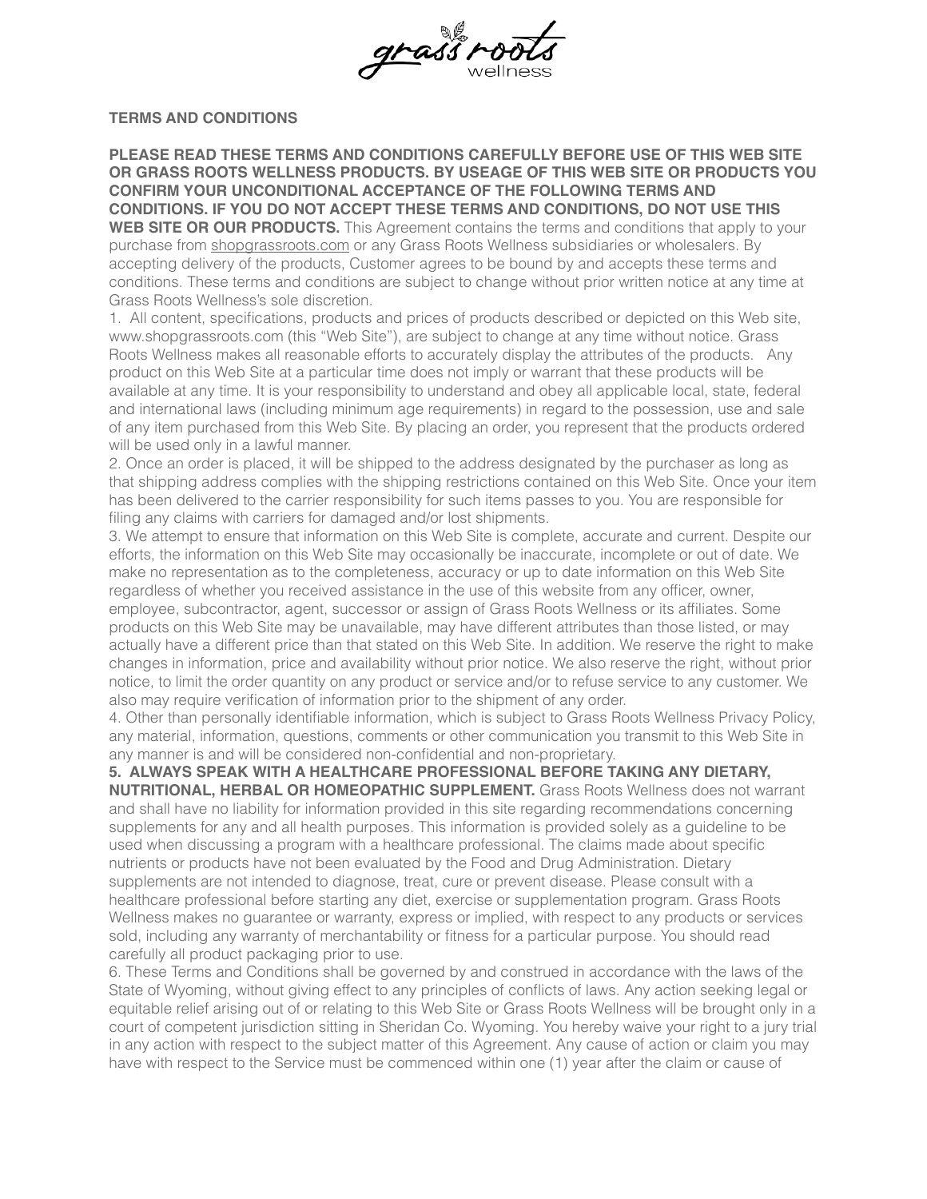grass roots wellness

## TERMS AND CONDITIONS

**PLEASE READ THESE TERMS AND CONDITIONS CAREFULLY BEFORE USE OF THIS WEB SITE OR GRASS ROOTS WELLNESS PRODUCTS. BY USEAGE OF THIS WEB SITE OR PRODUCTS YOU CONFIRM YOUR UNCONDITIONAL ACCEPTANCE OF THE FOLLOWING TERMS AND CONDITIONS. IF YOU DO NOT ACCEPT THESE TERMS AND CONDITIONS, DO NOT USE THIS WEB SITE OR OUR PRODUCTS.** This Agreement contains the terms and conditions that apply to your purchase from shopgrassroots.com or any Grass Roots Wellness subsidiaries or wholesalers. By accepting delivery of the products, Customer agrees to be bound by and accepts these terms and conditions. These terms and conditions are subject to change without prior written notice at any time at Grass Roots Wellness's sole discretion.

1. All content, specifications, products and prices of products described or depicted on this Web site, www.shopgrassroots.com (this "Web Site"), are subject to change at any time without notice. Grass Roots Wellness makes all reasonable efforts to accurately display the attributes of the products. Any product on this Web Site at a particular time does not imply or warrant that these products will be available at any time. It is your responsibility to understand and obey all applicable local, state, federal and international laws (including minimum age requirements) in regard to the possession, use and sale of any item purchased from this Web Site. By placing an order, you represent that the products ordered will be used only in a lawful manner.

2. Once an order is placed, it will be shipped to the address designated by the purchaser as long as that shipping address complies with the shipping restrictions contained on this Web Site. Once your item has been delivered to the carrier responsibility for such items passes to you. You are responsible for filing any claims with carriers for damaged and/or lost shipments.

3. We attempt to ensure that information on this Web Site is complete, accurate and current. Despite our efforts, the information on this Web Site may occasionally be inaccurate, incomplete or out of date. We make no representation as to the completeness, accuracy or up to date information on this Web Site regardless of whether you received assistance in the use of this website from any officer, owner, employee, subcontractor, agent, successor or assign of Grass Roots Wellness or its affiliates. Some products on this Web Site may be unavailable, may have different attributes than those listed, or may actually have a different price than that stated on this Web Site. In addition. We reserve the right to make changes in information, price and availability without prior notice. We also reserve the right, without prior notice, to limit the order quantity on any product or service and/or to refuse service to any customer. We also may require verification of information prior to the shipment of any order.

4. Other than personally identifiable information, which is subject to Grass Roots Wellness Privacy Policy, any material, information, questions, comments or other communication you transmit to this Web Site in any manner is and will be considered non-confidential and non-proprietary.

**5. ALWAYS SPEAK WITH A HEALTHCARE PROFESSIONAL BEFORE TAKING ANY DIETARY, NUTRITIONAL, HERBAL OR HOMEOPATHIC SUPPLEMENT.** Grass Roots Wellness does not warrant and shall have no liability for information provided in this site regarding recommendations concerning supplements for any and all health purposes. This information is provided solely as a guideline to be used when discussing a program with a healthcare professional. The claims made about specific nutrients or products have not been evaluated by the Food and Drug Administration. Dietary supplements are not intended to diagnose, treat, cure or prevent disease. Please consult with a healthcare professional before starting any diet, exercise or supplementation program. Grass Roots Wellness makes no guarantee or warranty, express or implied, with respect to any products or services sold, including any warranty of merchantability or fitness for a particular purpose. You should read carefully all product packaging prior to use.

6. These Terms and Conditions shall be governed by and construed in accordance with the laws of the State of Wyoming, without giving effect to any principles of conflicts of laws. Any action seeking legal or equitable relief arising out of or relating to this Web Site or Grass Roots Wellness will be brought only in a court of competent jurisdiction sitting in Sheridan Co. Wyoming. You hereby waive your right to a jury trial in any action with respect to the subject matter of this Agreement. Any cause of action or claim you may have with respect to the Service must be commenced within one (1) year after the claim or cause of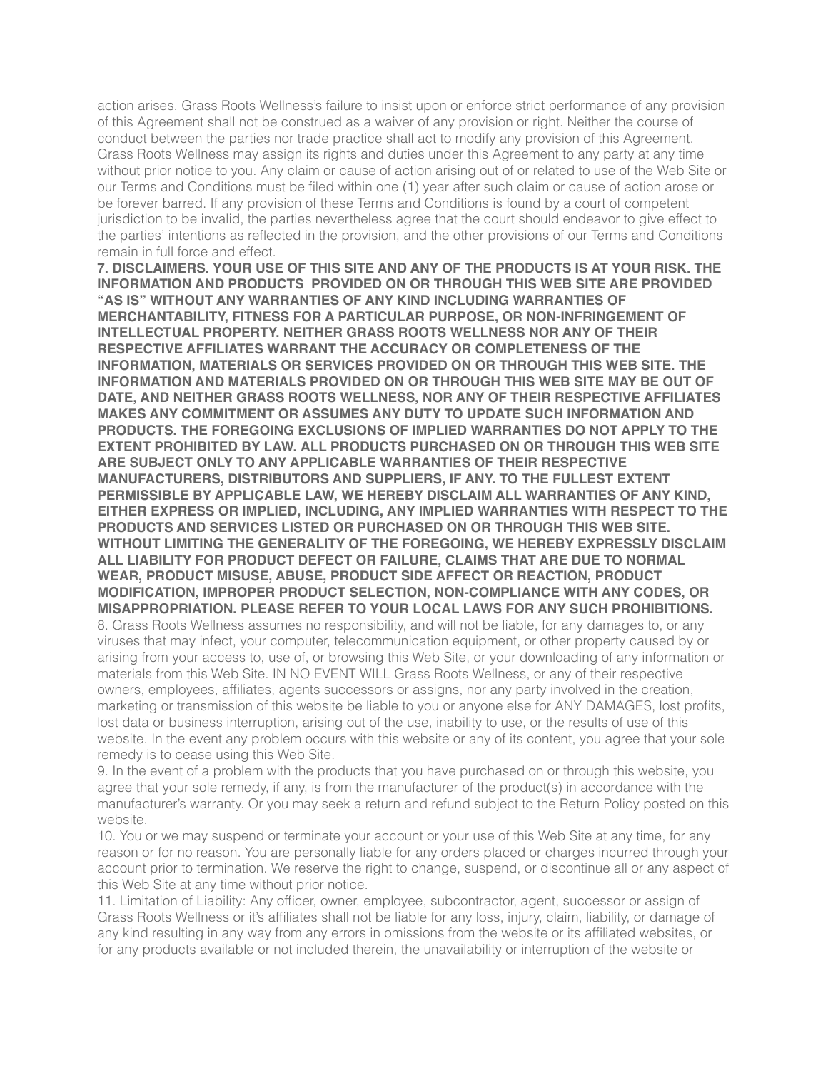action arises. Grass Roots Wellness's failure to insist upon or enforce strict performance of any provision of this Agreement shall not be construed as a waiver of any provision or right. Neither the course of conduct between the parties nor trade practice shall act to modify any provision of this Agreement. Grass Roots Wellness may assign its rights and duties under this Agreement to any party at any time without prior notice to you. Any claim or cause of action arising out of or related to use of the Web Site or our Terms and Conditions must be filed within one (1) year after such claim or cause of action arose or be forever barred. If any provision of these Terms and Conditions is found by a court of competent jurisdiction to be invalid, the parties nevertheless agree that the court should endeavor to give effect to the parties' intentions as reflected in the provision, and the other provisions of our Terms and Conditions remain in full force and effect.

**7. DISCLAIMERS. YOUR USE OF THIS SITE AND ANY OF THE PRODUCTS IS AT YOUR RISK. THE INFORMATION AND PRODUCTS PROVIDED ON OR THROUGH THIS WEB SITE ARE PROVIDED "AS IS" WITHOUT ANY WARRANTIES OF ANY KIND INCLUDING WARRANTIES OF MERCHANTABILITY, FITNESS FOR A PARTICULAR PURPOSE, OR NON-INFRINGEMENT OF INTELLECTUAL PROPERTY. NEITHER GRASS ROOTS WELLNESS NOR ANY OF THEIR RESPECTIVE AFFILIATES WARRANT THE ACCURACY OR COMPLETENESS OF THE INFORMATION, MATERIALS OR SERVICES PROVIDED ON OR THROUGH THIS WEB SITE. THE INFORMATION AND MATERIALS PROVIDED ON OR THROUGH THIS WEB SITE MAY BE OUT OF DATE, AND NEITHER GRASS ROOTS WELLNESS, NOR ANY OF THEIR RESPECTIVE AFFILIATES MAKES ANY COMMITMENT OR ASSUMES ANY DUTY TO UPDATE SUCH INFORMATION AND PRODUCTS. THE FOREGOING EXCLUSIONS OF IMPLIED WARRANTIES DO NOT APPLY TO THE EXTENT PROHIBITED BY LAW. ALL PRODUCTS PURCHASED ON OR THROUGH THIS WEB SITE ARE SUBJECT ONLY TO ANY APPLICABLE WARRANTIES OF THEIR RESPECTIVE MANUFACTURERS, DISTRIBUTORS AND SUPPLIERS, IF ANY. TO THE FULLEST EXTENT PERMISSIBLE BY APPLICABLE LAW, WE HEREBY DISCLAIM ALL WARRANTIES OF ANY KIND, EITHER EXPRESS OR IMPLIED, INCLUDING, ANY IMPLIED WARRANTIES WITH RESPECT TO THE PRODUCTS AND SERVICES LISTED OR PURCHASED ON OR THROUGH THIS WEB SITE. WITHOUT LIMITING THE GENERALITY OF THE FOREGOING, WE HEREBY EXPRESSLY DISCLAIM ALL LIABILITY FOR PRODUCT DEFECT OR FAILURE, CLAIMS THAT ARE DUE TO NORMAL WEAR, PRODUCT MISUSE, ABUSE, PRODUCT SIDE AFFECT OR REACTION, PRODUCT MODIFICATION, IMPROPER PRODUCT SELECTION, NON-COMPLIANCE WITH ANY CODES, OR MISAPPROPRIATION. PLEASE REFER TO YOUR LOCAL LAWS FOR ANY SUCH PROHIBITIONS.**

8. Grass Roots Wellness assumes no responsibility, and will not be liable, for any damages to, or any viruses that may infect, your computer, telecommunication equipment, or other property caused by or arising from your access to, use of, or browsing this Web Site, or your downloading of any information or materials from this Web Site. IN NO EVENT WILL Grass Roots Wellness, or any of their respective owners, employees, affiliates, agents successors or assigns, nor any party involved in the creation, marketing or transmission of this website be liable to you or anyone else for ANY DAMAGES, lost profits, lost data or business interruption, arising out of the use, inability to use, or the results of use of this website. In the event any problem occurs with this website or any of its content, you agree that your sole remedy is to cease using this Web Site.

9. In the event of a problem with the products that you have purchased on or through this website, you agree that your sole remedy, if any, is from the manufacturer of the product(s) in accordance with the manufacturer's warranty. Or you may seek a return and refund subject to the Return Policy posted on this website.

10. You or we may suspend or terminate your account or your use of this Web Site at any time, for any reason or for no reason. You are personally liable for any orders placed or charges incurred through your account prior to termination. We reserve the right to change, suspend, or discontinue all or any aspect of this Web Site at any time without prior notice.

11. Limitation of Liability: Any officer, owner, employee, subcontractor, agent, successor or assign of Grass Roots Wellness or it's affiliates shall not be liable for any loss, injury, claim, liability, or damage of any kind resulting in any way from any errors in omissions from the website or its affiliated websites, or for any products available or not included therein, the unavailability or interruption of the website or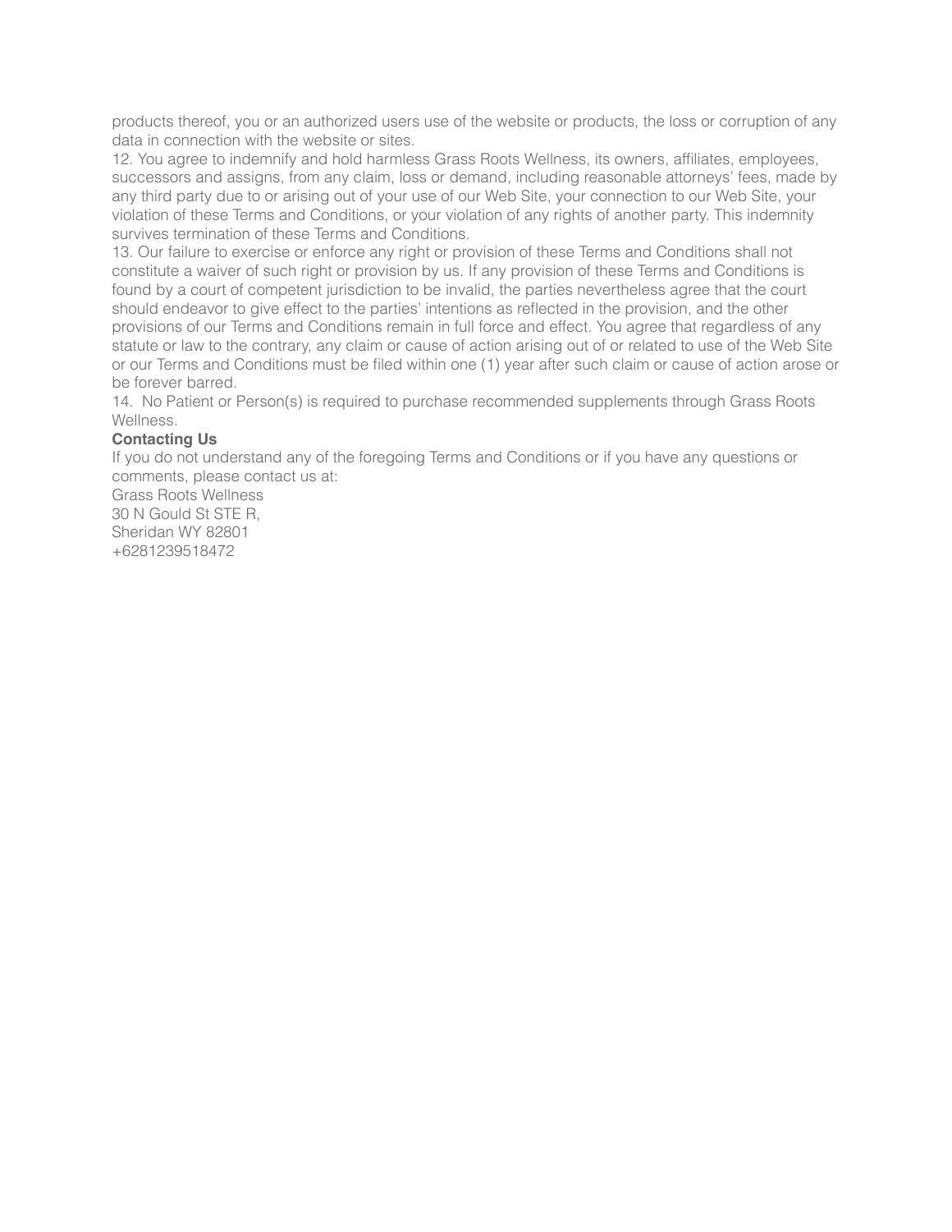products thereof, you or an authorized users use of the website or products, the loss or corruption of any data in connection with the website or sites.

12. You agree to indemnify and hold harmless Grass Roots Wellness, its owners, affiliates, employees, successors and assigns, from any claim, loss or demand, including reasonable attorneys' fees, made by any third party due to or arising out of your use of our Web Site, your connection to our Web Site, your violation of these Terms and Conditions, or your violation of any rights of another party. This indemnity survives termination of these Terms and Conditions.

13. Our failure to exercise or enforce any right or provision of these Terms and Conditions shall not constitute a waiver of such right or provision by us. If any provision of these Terms and Conditions is found by a court of competent jurisdiction to be invalid, the parties nevertheless agree that the court should endeavor to give effect to the parties' intentions as reflected in the provision, and the other provisions of our Terms and Conditions remain in full force and effect. You agree that regardless of any statute or law to the contrary, any claim or cause of action arising out of or related to use of the Web Site or our Terms and Conditions must be filed within one (1) year after such claim or cause of action arose or be forever barred.

14. No Patient or Person(s) is required to purchase recommended supplements through Grass Roots Wellness.

**Contacting Us**

If you do not understand any of the foregoing Terms and Conditions or if you have any questions or comments, please contact us at:

Grass Roots Wellness
30 N Gould St STE R,
Sheridan WY 82801
+6281239518472